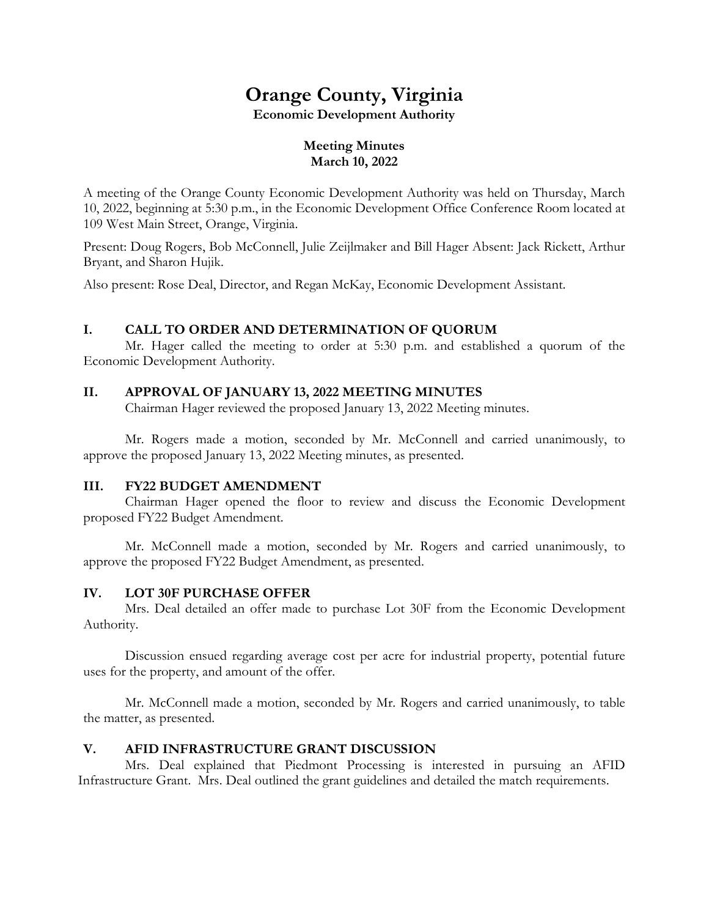# Orange County, Virginia

**Economic Development Authority**

**Meeting Minutes**
**March 10, 2022**

A meeting of the Orange County Economic Development Authority was held on Thursday, March 10, 2022, beginning at 5:30 p.m., in the Economic Development Office Conference Room located at 109 West Main Street, Orange, Virginia.

Present: Doug Rogers, Bob McConnell, Julie Zeijlmaker and Bill Hager Absent: Jack Rickett, Arthur Bryant, and Sharon Hujik.

Also present: Rose Deal, Director, and Regan McKay, Economic Development Assistant.

## I. CALL TO ORDER AND DETERMINATION OF QUORUM

Mr. Hager called the meeting to order at 5:30 p.m. and established a quorum of the Economic Development Authority.

## II. APPROVAL OF JANUARY 13, 2022 MEETING MINUTES

Chairman Hager reviewed the proposed January 13, 2022 Meeting minutes.

Mr. Rogers made a motion, seconded by Mr. McConnell and carried unanimously, to approve the proposed January 13, 2022 Meeting minutes, as presented.

## III. FY22 BUDGET AMENDMENT

Chairman Hager opened the floor to review and discuss the Economic Development proposed FY22 Budget Amendment.

Mr. McConnell made a motion, seconded by Mr. Rogers and carried unanimously, to approve the proposed FY22 Budget Amendment, as presented.

## IV. LOT 30F PURCHASE OFFER

Mrs. Deal detailed an offer made to purchase Lot 30F from the Economic Development Authority.

Discussion ensued regarding average cost per acre for industrial property, potential future uses for the property, and amount of the offer.

Mr. McConnell made a motion, seconded by Mr. Rogers and carried unanimously, to table the matter, as presented.

## V. AFID INFRASTRUCTURE GRANT DISCUSSION

Mrs. Deal explained that Piedmont Processing is interested in pursuing an AFID Infrastructure Grant. Mrs. Deal outlined the grant guidelines and detailed the match requirements.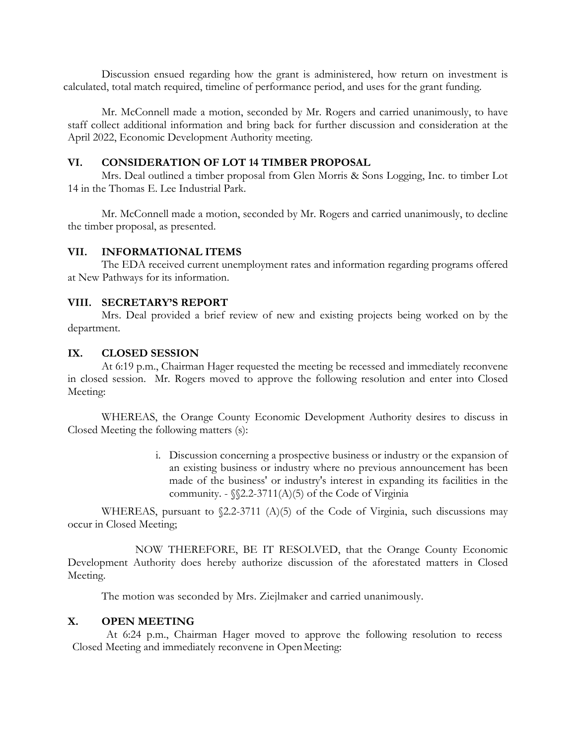Discussion ensued regarding how the grant is administered, how return on investment is calculated, total match required, timeline of performance period, and uses for the grant funding.

Mr. McConnell made a motion, seconded by Mr. Rogers and carried unanimously, to have staff collect additional information and bring back for further discussion and consideration at the April 2022, Economic Development Authority meeting.

## VI. CONSIDERATION OF LOT 14 TIMBER PROPOSAL

Mrs. Deal outlined a timber proposal from Glen Morris & Sons Logging, Inc. to timber Lot 14 in the Thomas E. Lee Industrial Park.

Mr. McConnell made a motion, seconded by Mr. Rogers and carried unanimously, to decline the timber proposal, as presented.

## VII. INFORMATIONAL ITEMS

The EDA received current unemployment rates and information regarding programs offered at New Pathways for its information.

## VIII. SECRETARY'S REPORT

Mrs. Deal provided a brief review of new and existing projects being worked on by the department.

## IX. CLOSED SESSION

At 6:19 p.m., Chairman Hager requested the meeting be recessed and immediately reconvene in closed session. Mr. Rogers moved to approve the following resolution and enter into Closed Meeting:

WHEREAS, the Orange County Economic Development Authority desires to discuss in Closed Meeting the following matters (s):

i. Discussion concerning a prospective business or industry or the expansion of an existing business or industry where no previous announcement has been made of the business' or industry's interest in expanding its facilities in the community. - §§2.2-3711(A)(5) of the Code of Virginia

WHEREAS, pursuant to §2.2-3711 (A)(5) of the Code of Virginia, such discussions may occur in Closed Meeting;

NOW THEREFORE, BE IT RESOLVED, that the Orange County Economic Development Authority does hereby authorize discussion of the aforestated matters in Closed Meeting.

The motion was seconded by Mrs. Ziejlmaker and carried unanimously.

## X. OPEN MEETING

At 6:24 p.m., Chairman Hager moved to approve the following resolution to recess Closed Meeting and immediately reconvene in Open Meeting: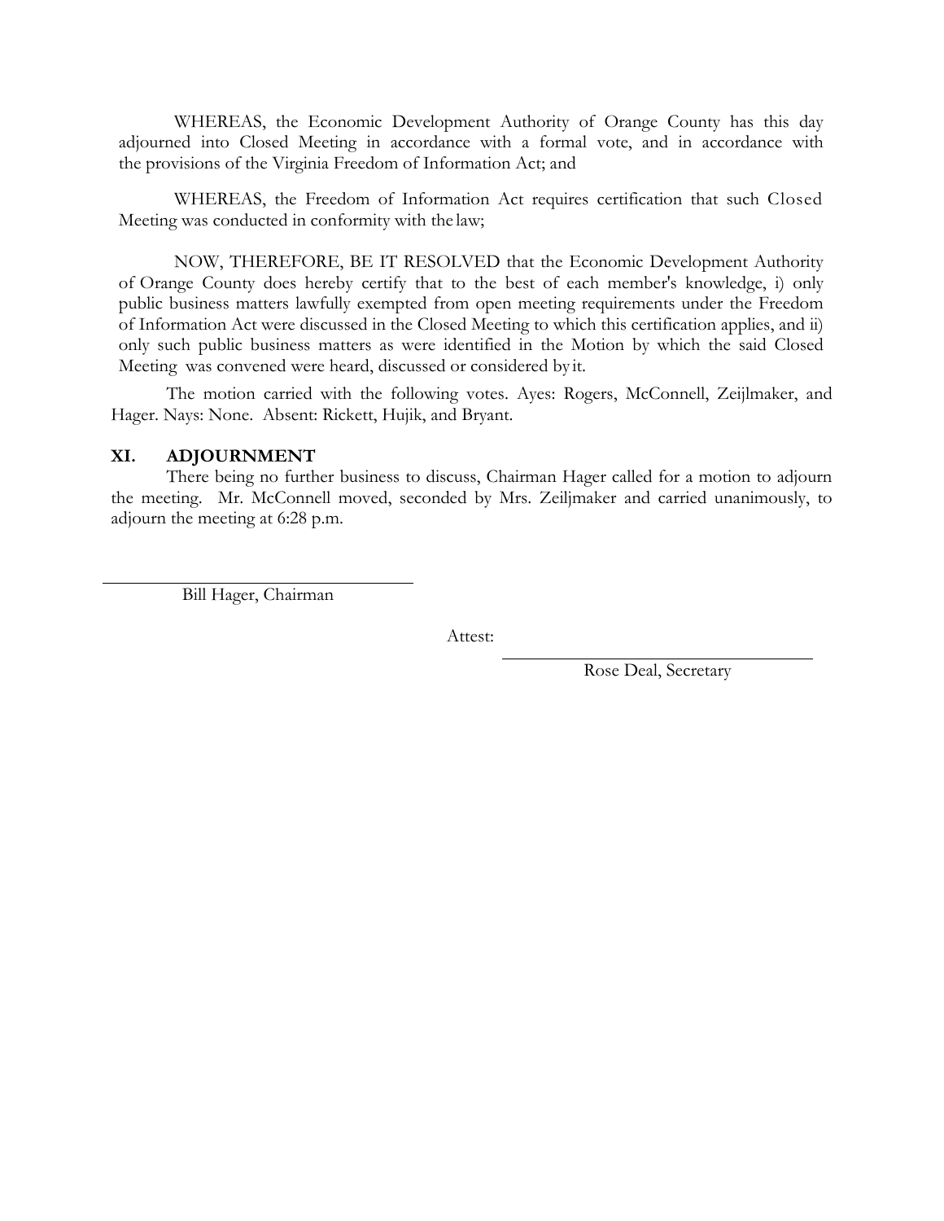WHEREAS, the Economic Development Authority of Orange County has this day adjourned into Closed Meeting in accordance with a formal vote, and in accordance with the provisions of the Virginia Freedom of Information Act; and

WHEREAS, the Freedom of Information Act requires certification that such Closed Meeting was conducted in conformity with the law;

NOW, THEREFORE, BE IT RESOLVED that the Economic Development Authority of Orange County does hereby certify that to the best of each member's knowledge, i) only public business matters lawfully exempted from open meeting requirements under the Freedom of Information Act were discussed in the Closed Meeting to which this certification applies, and ii) only such public business matters as were identified in the Motion by which the said Closed Meeting was convened were heard, discussed or considered by it.

The motion carried with the following votes. Ayes: Rogers, McConnell, Zeijlmaker, and Hager. Nays: None. Absent: Rickett, Hujik, and Bryant.

## XI. ADJOURNMENT

There being no further business to discuss, Chairman Hager called for a motion to adjourn the meeting. Mr. McConnell moved, seconded by Mrs. Zeiljmaker and carried unanimously, to adjourn the meeting at 6:28 p.m.

Bill Hager, Chairman

Attest:

Rose Deal, Secretary